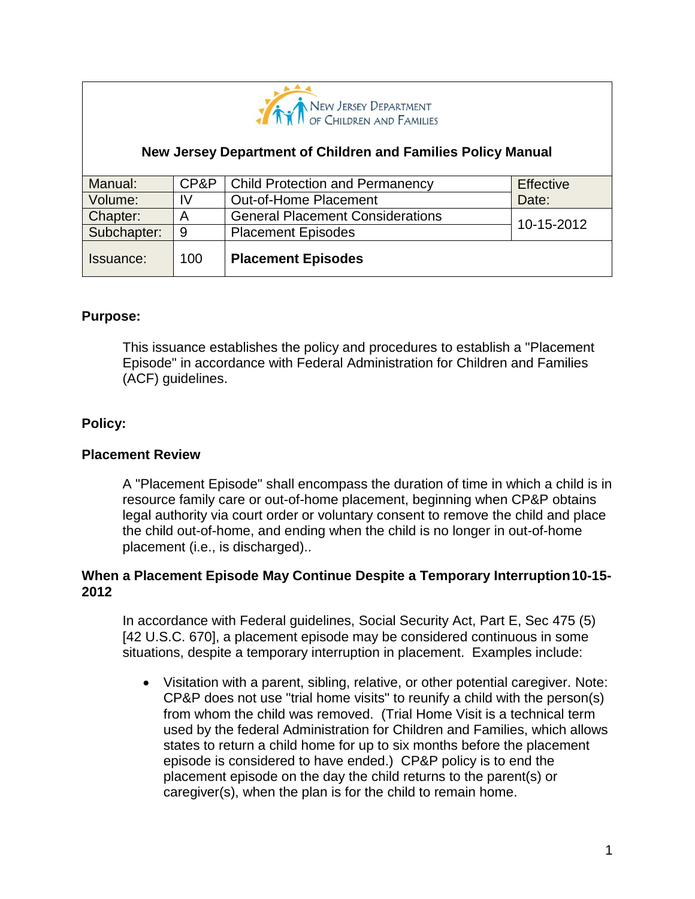New Jersey Department of Children and Families

**New Jersey Department of Children and Families Policy Manual**

| Manual: | CP&P | Child Protection and Permanency | Effective Date: |
|---|---|---|---|
| Volume: | IV | Out-of-Home Placement | |
| Chapter: | A | General Placement Considerations | 10-15-2012 |
| Subchapter: | 9 | Placement Episodes | |
| Issuance: | 100 | **Placement Episodes** | |

**Purpose:**

This issuance establishes the policy and procedures to establish a "Placement Episode" in accordance with Federal Administration for Children and Families (ACF) guidelines.

**Policy:**

**Placement Review**

A "Placement Episode" shall encompass the duration of time in which a child is in resource family care or out-of-home placement, beginning when CP&P obtains legal authority via court order or voluntary consent to remove the child and place the child out-of-home, and ending when the child is no longer in out-of-home placement (i.e., is discharged)..

**When a Placement Episode May Continue Despite a Temporary Interruption 10-15-2012**

In accordance with Federal guidelines, Social Security Act, Part E, Sec 475 (5) [42 U.S.C. 670], a placement episode may be considered continuous in some situations, despite a temporary interruption in placement. Examples include:

- Visitation with a parent, sibling, relative, or other potential caregiver. Note: CP&P does not use "trial home visits" to reunify a child with the person(s) from whom the child was removed. (Trial Home Visit is a technical term used by the federal Administration for Children and Families, which allows states to return a child home for up to six months before the placement episode is considered to have ended.) CP&P policy is to end the placement episode on the day the child returns to the parent(s) or caregiver(s), when the plan is for the child to remain home.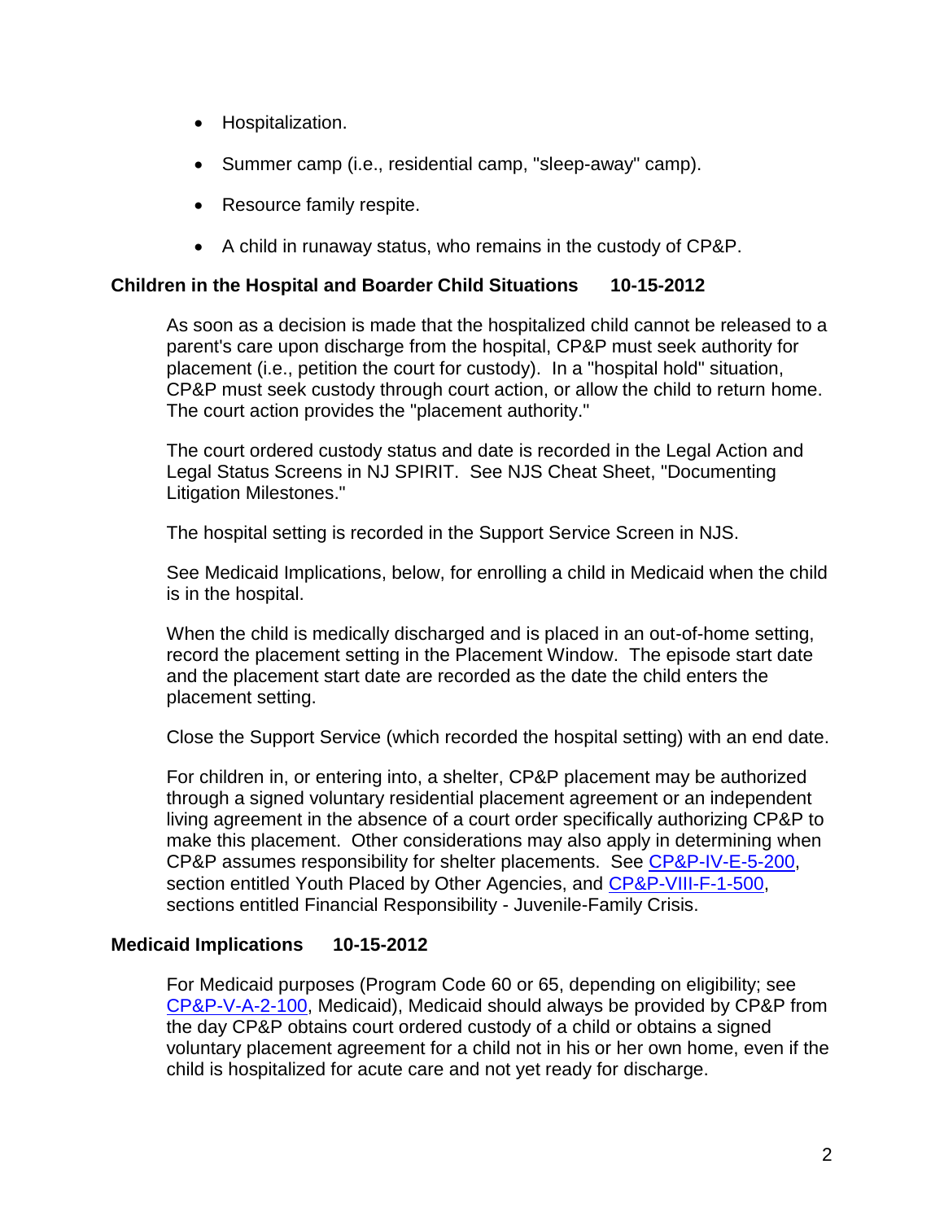- Hospitalization.
- Summer camp (i.e., residential camp, "sleep-away" camp).
- Resource family respite.
- A child in runaway status, who remains in the custody of CP&P.

### Children in the Hospital and Boarder Child Situations 10-15-2012

As soon as a decision is made that the hospitalized child cannot be released to a parent's care upon discharge from the hospital, CP&P must seek authority for placement (i.e., petition the court for custody). In a "hospital hold" situation, CP&P must seek custody through court action, or allow the child to return home. The court action provides the "placement authority."

The court ordered custody status and date is recorded in the Legal Action and Legal Status Screens in NJ SPIRIT. See NJS Cheat Sheet, "Documenting Litigation Milestones."

The hospital setting is recorded in the Support Service Screen in NJS.

See Medicaid Implications, below, for enrolling a child in Medicaid when the child is in the hospital.

When the child is medically discharged and is placed in an out-of-home setting, record the placement setting in the Placement Window. The episode start date and the placement start date are recorded as the date the child enters the placement setting.

Close the Support Service (which recorded the hospital setting) with an end date.

For children in, or entering into, a shelter, CP&P placement may be authorized through a signed voluntary residential placement agreement or an independent living agreement in the absence of a court order specifically authorizing CP&P to make this placement. Other considerations may also apply in determining when CP&P assumes responsibility for shelter placements. See CP&P-IV-E-5-200, section entitled Youth Placed by Other Agencies, and CP&P-VIII-F-1-500, sections entitled Financial Responsibility - Juvenile-Family Crisis.

### Medicaid Implications 10-15-2012

For Medicaid purposes (Program Code 60 or 65, depending on eligibility; see CP&P-V-A-2-100, Medicaid), Medicaid should always be provided by CP&P from the day CP&P obtains court ordered custody of a child or obtains a signed voluntary placement agreement for a child not in his or her own home, even if the child is hospitalized for acute care and not yet ready for discharge.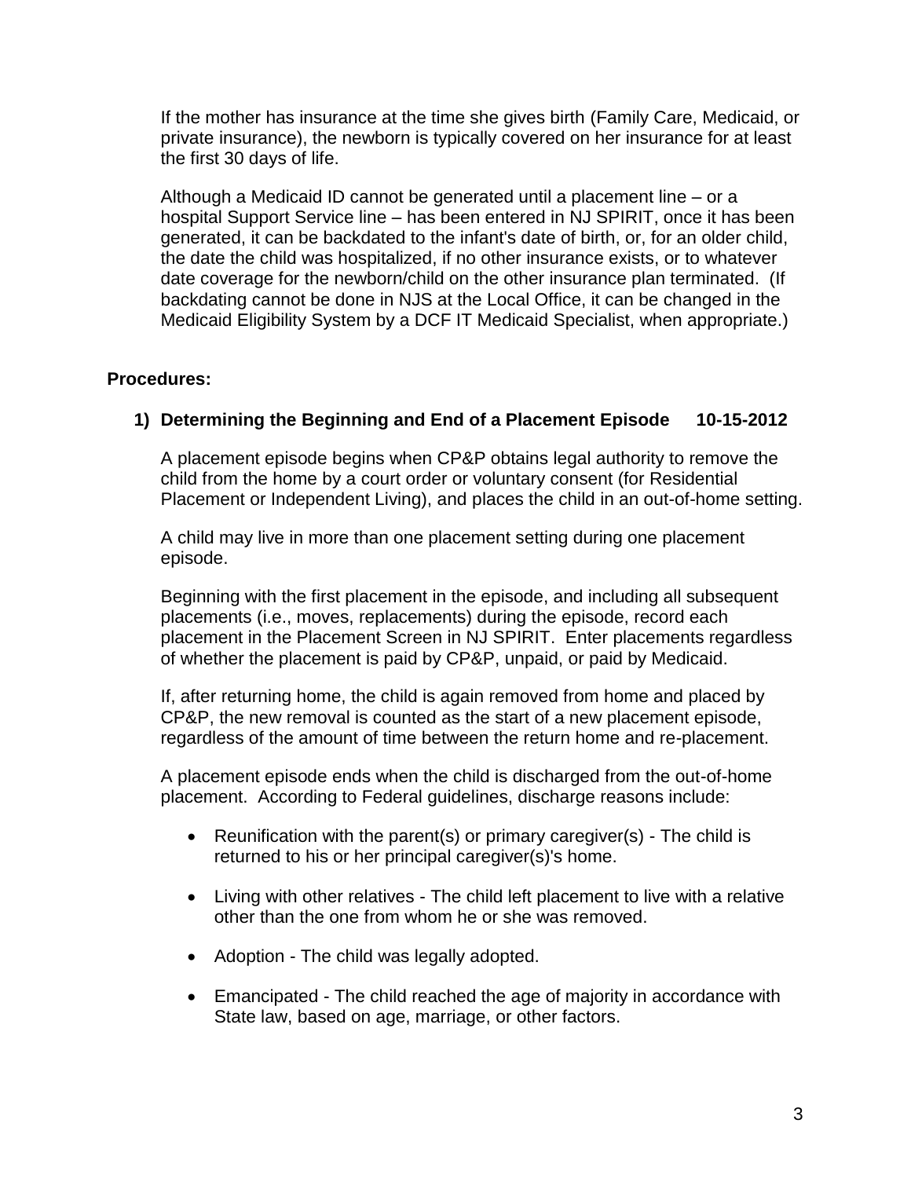If the mother has insurance at the time she gives birth (Family Care, Medicaid, or private insurance), the newborn is typically covered on her insurance for at least the first 30 days of life.

Although a Medicaid ID cannot be generated until a placement line – or a hospital Support Service line – has been entered in NJ SPIRIT, once it has been generated, it can be backdated to the infant's date of birth, or, for an older child, the date the child was hospitalized, if no other insurance exists, or to whatever date coverage for the newborn/child on the other insurance plan terminated. (If backdating cannot be done in NJS at the Local Office, it can be changed in the Medicaid Eligibility System by a DCF IT Medicaid Specialist, when appropriate.)

## Procedures:

### 1) Determining the Beginning and End of a Placement Episode 10-15-2012

A placement episode begins when CP&P obtains legal authority to remove the child from the home by a court order or voluntary consent (for Residential Placement or Independent Living), and places the child in an out-of-home setting.

A child may live in more than one placement setting during one placement episode.

Beginning with the first placement in the episode, and including all subsequent placements (i.e., moves, replacements) during the episode, record each placement in the Placement Screen in NJ SPIRIT. Enter placements regardless of whether the placement is paid by CP&P, unpaid, or paid by Medicaid.

If, after returning home, the child is again removed from home and placed by CP&P, the new removal is counted as the start of a new placement episode, regardless of the amount of time between the return home and re-placement.

A placement episode ends when the child is discharged from the out-of-home placement. According to Federal guidelines, discharge reasons include:

- Reunification with the parent(s) or primary caregiver(s) - The child is returned to his or her principal caregiver(s)'s home.
- Living with other relatives - The child left placement to live with a relative other than the one from whom he or she was removed.
- Adoption - The child was legally adopted.
- Emancipated - The child reached the age of majority in accordance with State law, based on age, marriage, or other factors.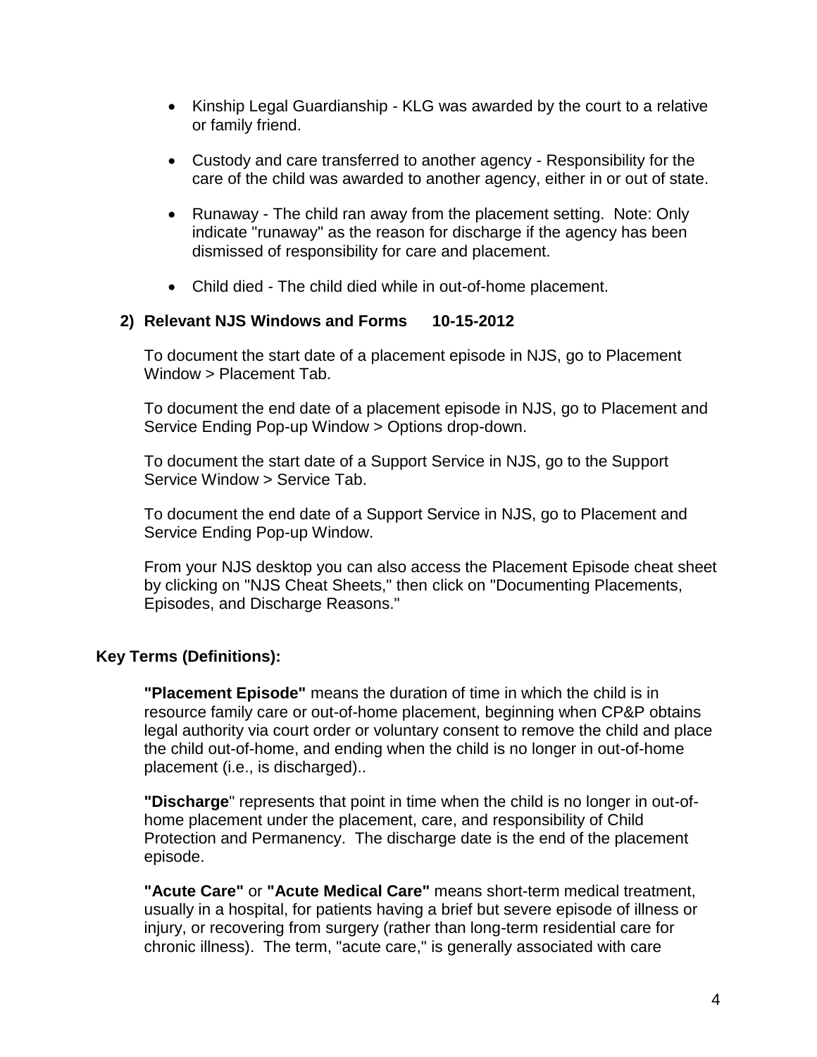- Kinship Legal Guardianship - KLG was awarded by the court to a relative or family friend.

- Custody and care transferred to another agency - Responsibility for the care of the child was awarded to another agency, either in or out of state.

- Runaway - The child ran away from the placement setting.  Note: Only indicate "runaway" as the reason for discharge if the agency has been dismissed of responsibility for care and placement.

- Child died - The child died while in out-of-home placement.

**2) Relevant NJS Windows and Forms      10-15-2012**

To document the start date of a placement episode in NJS, go to Placement Window > Placement Tab.

To document the end date of a placement episode in NJS, go to Placement and Service Ending Pop-up Window > Options drop-down.

To document the start date of a Support Service in NJS, go to the Support Service Window > Service Tab.

To document the end date of a Support Service in NJS, go to Placement and Service Ending Pop-up Window.

From your NJS desktop you can also access the Placement Episode cheat sheet by clicking on "NJS Cheat Sheets," then click on "Documenting Placements, Episodes, and Discharge Reasons."

**Key Terms (Definitions):**

**"Placement Episode"** means the duration of time in which the child is in resource family care or out-of-home placement, beginning when CP&P obtains legal authority via court order or voluntary consent to remove the child and place the child out-of-home, and ending when the child is no longer in out-of-home placement (i.e., is discharged)..

**"Discharge**" represents that point in time when the child is no longer in out-of-home placement under the placement, care, and responsibility of Child Protection and Permanency.  The discharge date is the end of the placement episode.

**"Acute Care"** or **"Acute Medical Care"** means short-term medical treatment, usually in a hospital, for patients having a brief but severe episode of illness or injury, or recovering from surgery (rather than long-term residential care for chronic illness).  The term, "acute care," is generally associated with care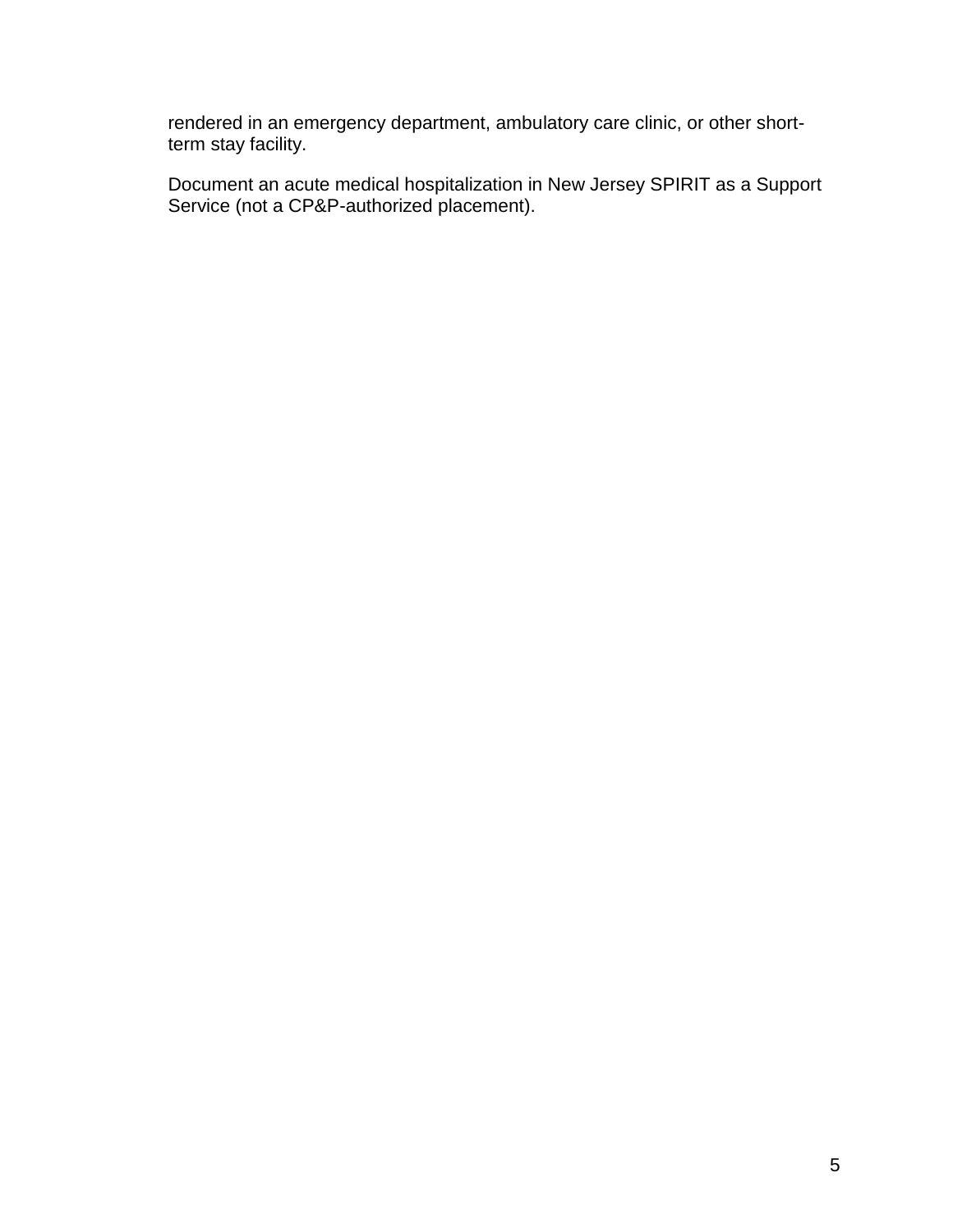rendered in an emergency department, ambulatory care clinic, or other short-term stay facility.

Document an acute medical hospitalization in New Jersey SPIRIT as a Support Service (not a CP&P-authorized placement).